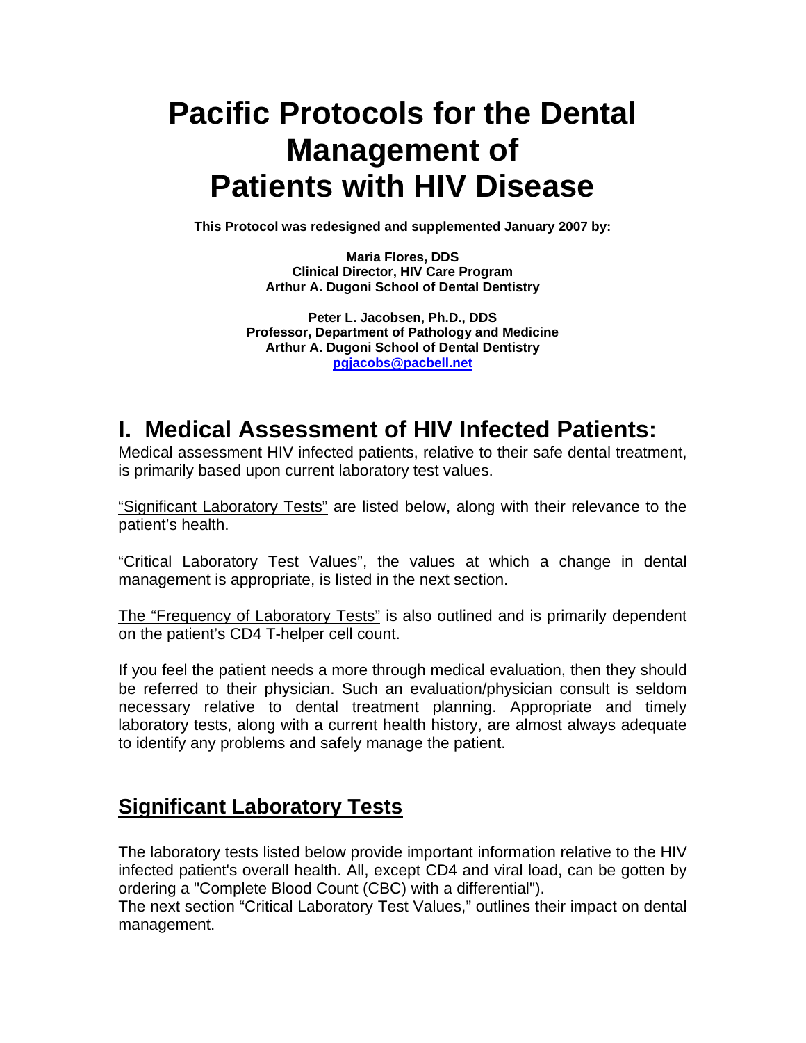# Pacific Protocols for the Dental Management of Patients with HIV Disease

**This Protocol was redesigned and supplemented January 2007 by:**

**Maria Flores, DDS**
**Clinical Director, HIV Care Program**
**Arthur A. Dugoni School of Dental Dentistry**

**Peter L. Jacobsen, Ph.D., DDS**
**Professor, Department of Pathology and Medicine**
**Arthur A. Dugoni School of Dental Dentistry**
**pgjacobs@pacbell.net**

## I. Medical Assessment of HIV Infected Patients:

Medical assessment HIV infected patients, relative to their safe dental treatment, is primarily based upon current laboratory test values.

"Significant Laboratory Tests" are listed below, along with their relevance to the patient's health.

"Critical Laboratory Test Values", the values at which a change in dental management is appropriate, is listed in the next section.

The "Frequency of Laboratory Tests" is also outlined and is primarily dependent on the patient's CD4 T-helper cell count.

If you feel the patient needs a more through medical evaluation, then they should be referred to their physician. Such an evaluation/physician consult is seldom necessary relative to dental treatment planning. Appropriate and timely laboratory tests, along with a current health history, are almost always adequate to identify any problems and safely manage the patient.

## Significant Laboratory Tests

The laboratory tests listed below provide important information relative to the HIV infected patient's overall health. All, except CD4 and viral load, can be gotten by ordering a "Complete Blood Count (CBC) with a differential").
The next section "Critical Laboratory Test Values," outlines their impact on dental management.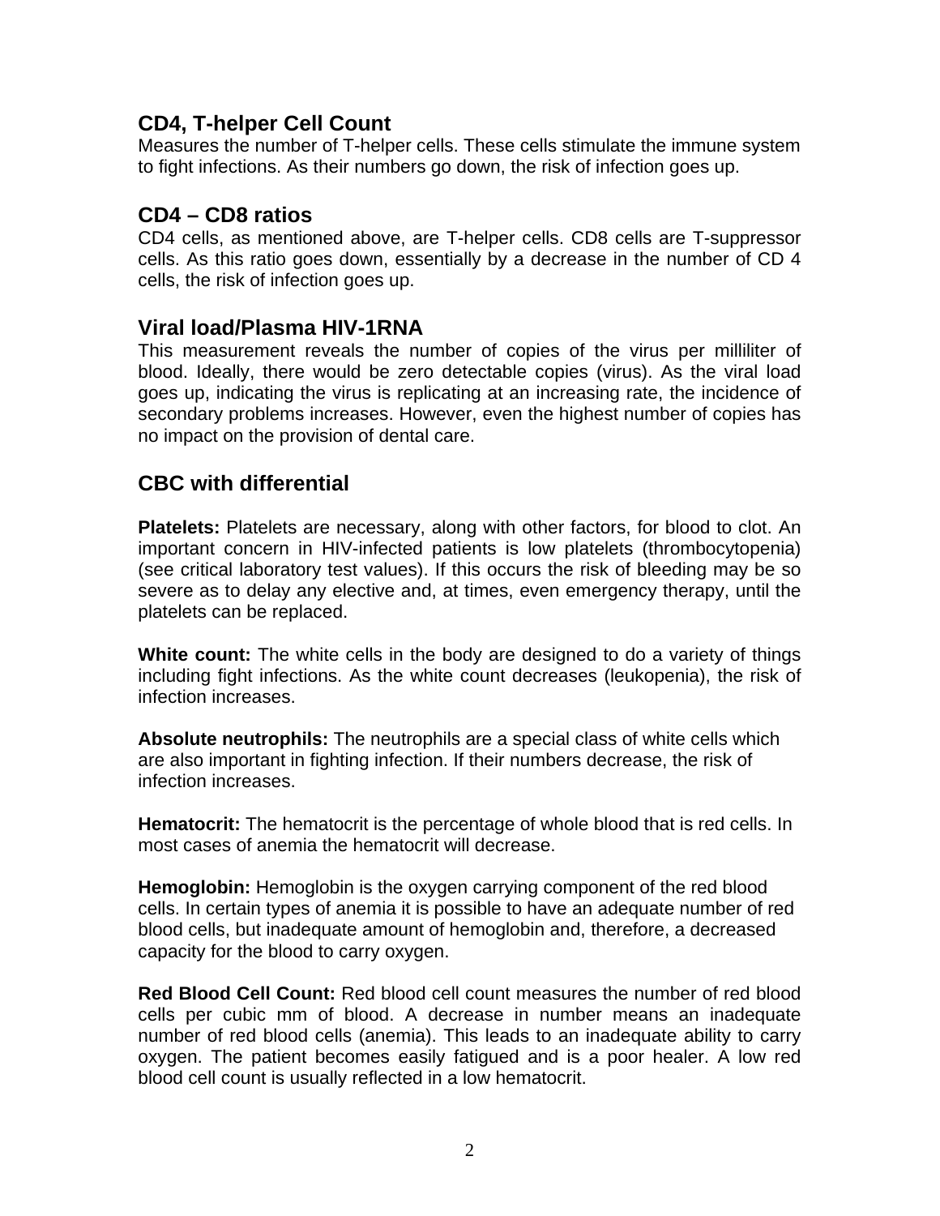## CD4, T-helper Cell Count

Measures the number of T-helper cells. These cells stimulate the immune system to fight infections. As their numbers go down, the risk of infection goes up.

## CD4 – CD8 ratios

CD4 cells, as mentioned above, are T-helper cells. CD8 cells are T-suppressor cells. As this ratio goes down, essentially by a decrease in the number of CD 4 cells, the risk of infection goes up.

## Viral load/Plasma HIV-1RNA

This measurement reveals the number of copies of the virus per milliliter of blood. Ideally, there would be zero detectable copies (virus). As the viral load goes up, indicating the virus is replicating at an increasing rate, the incidence of secondary problems increases. However, even the highest number of copies has no impact on the provision of dental care.

## CBC with differential

**Platelets:** Platelets are necessary, along with other factors, for blood to clot. An important concern in HIV-infected patients is low platelets (thrombocytopenia) (see critical laboratory test values). If this occurs the risk of bleeding may be so severe as to delay any elective and, at times, even emergency therapy, until the platelets can be replaced.

**White count:** The white cells in the body are designed to do a variety of things including fight infections. As the white count decreases (leukopenia), the risk of infection increases.

**Absolute neutrophils:** The neutrophils are a special class of white cells which are also important in fighting infection. If their numbers decrease, the risk of infection increases.

**Hematocrit:** The hematocrit is the percentage of whole blood that is red cells. In most cases of anemia the hematocrit will decrease.

**Hemoglobin:** Hemoglobin is the oxygen carrying component of the red blood cells. In certain types of anemia it is possible to have an adequate number of red blood cells, but inadequate amount of hemoglobin and, therefore, a decreased capacity for the blood to carry oxygen.

**Red Blood Cell Count:** Red blood cell count measures the number of red blood cells per cubic mm of blood. A decrease in number means an inadequate number of red blood cells (anemia). This leads to an inadequate ability to carry oxygen. The patient becomes easily fatigued and is a poor healer. A low red blood cell count is usually reflected in a low hematocrit.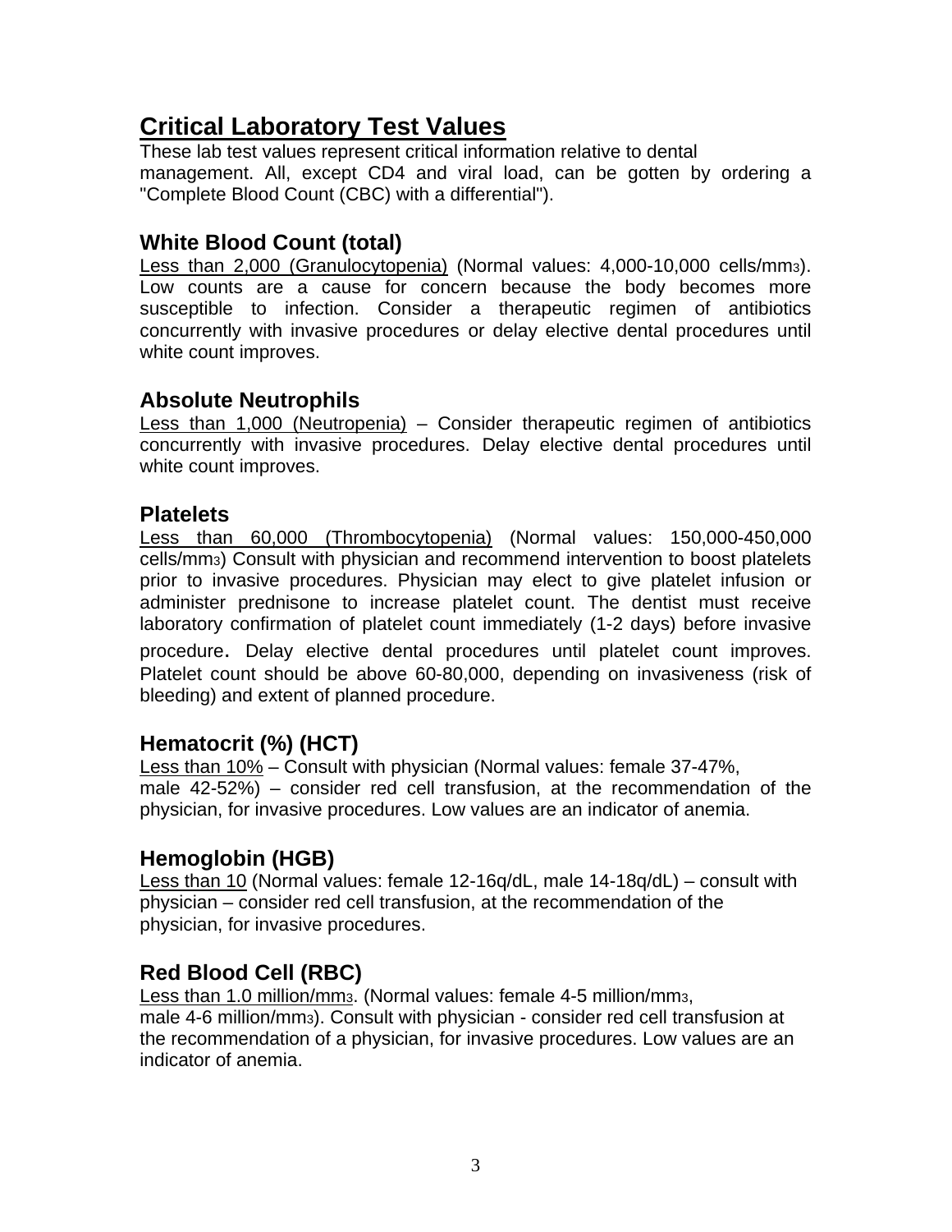# Critical Laboratory Test Values

These lab test values represent critical information relative to dental management. All, except CD4 and viral load, can be gotten by ordering a "Complete Blood Count (CBC) with a differential").

## White Blood Count (total)

Less than 2,000 (Granulocytopenia) (Normal values: 4,000-10,000 cells/$mm^3$). Low counts are a cause for concern because the body becomes more susceptible to infection. Consider a therapeutic regimen of antibiotics concurrently with invasive procedures or delay elective dental procedures until white count improves.

## Absolute Neutrophils

Less than 1,000 (Neutropenia) – Consider therapeutic regimen of antibiotics concurrently with invasive procedures. Delay elective dental procedures until white count improves.

## Platelets

Less than 60,000 (Thrombocytopenia) (Normal values: 150,000-450,000 cells/$mm^3$) Consult with physician and recommend intervention to boost platelets prior to invasive procedures. Physician may elect to give platelet infusion or administer prednisone to increase platelet count. The dentist must receive laboratory confirmation of platelet count immediately (1-2 days) before invasive procedure. Delay elective dental procedures until platelet count improves. Platelet count should be above 60-80,000, depending on invasiveness (risk of bleeding) and extent of planned procedure.

## Hematocrit (%) (HCT)

Less than 10% – Consult with physician (Normal values: female 37-47%, male 42-52%) – consider red cell transfusion, at the recommendation of the physician, for invasive procedures. Low values are an indicator of anemia.

## Hemoglobin (HGB)

Less than 10 (Normal values: female 12-16q/dL, male 14-18q/dL) – consult with physician – consider red cell transfusion, at the recommendation of the physician, for invasive procedures.

## Red Blood Cell (RBC)

Less than 1.0 million/$mm^3$. (Normal values: female 4-5 million/$mm^3$, male 4-6 million/$mm^3$). Consult with physician - consider red cell transfusion at the recommendation of a physician, for invasive procedures. Low values are an indicator of anemia.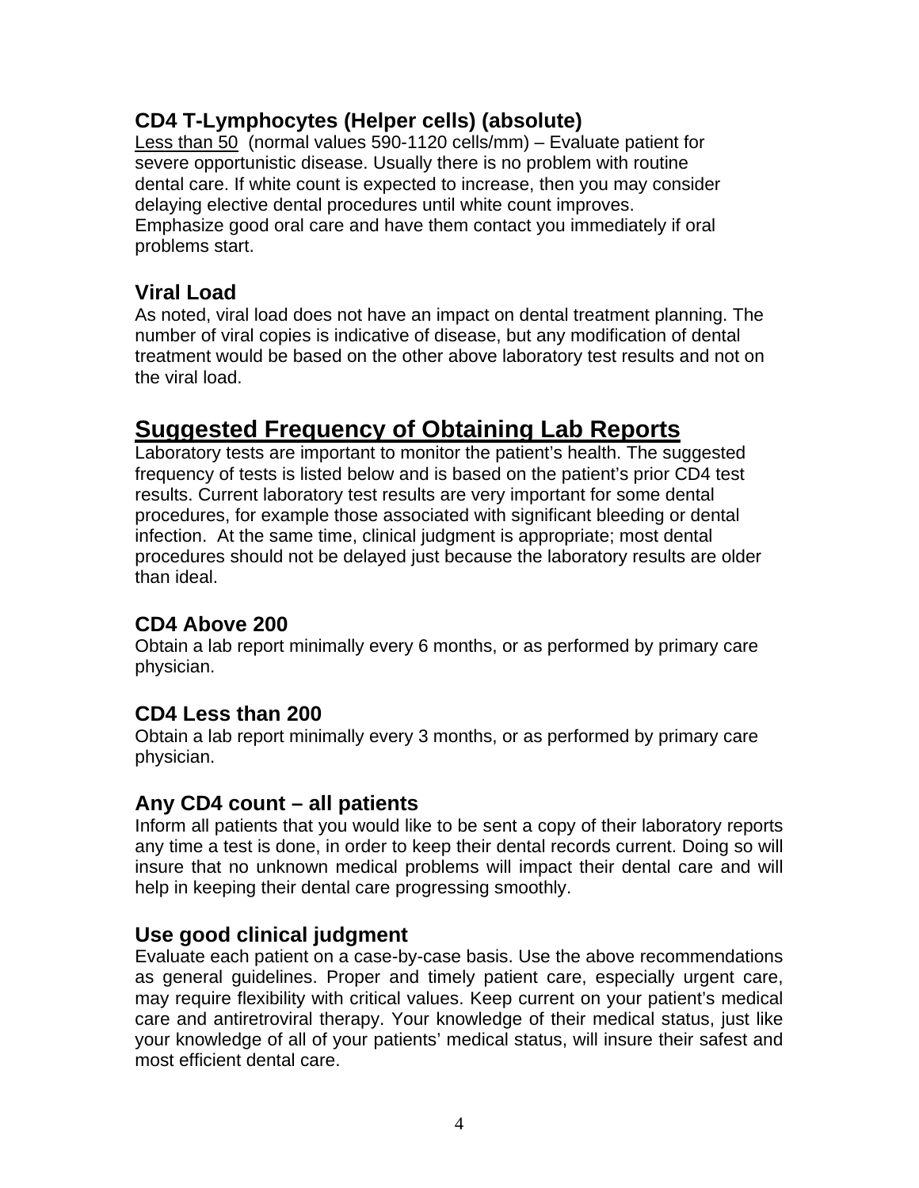### CD4 T-Lymphocytes (Helper cells) (absolute)

Less than 50 (normal values 590-1120 cells/mm) – Evaluate patient for severe opportunistic disease. Usually there is no problem with routine dental care. If white count is expected to increase, then you may consider delaying elective dental procedures until white count improves. Emphasize good oral care and have them contact you immediately if oral problems start.

### Viral Load

As noted, viral load does not have an impact on dental treatment planning. The number of viral copies is indicative of disease, but any modification of dental treatment would be based on the other above laboratory test results and not on the viral load.

## Suggested Frequency of Obtaining Lab Reports

Laboratory tests are important to monitor the patient's health. The suggested frequency of tests is listed below and is based on the patient's prior CD4 test results. Current laboratory test results are very important for some dental procedures, for example those associated with significant bleeding or dental infection. At the same time, clinical judgment is appropriate; most dental procedures should not be delayed just because the laboratory results are older than ideal.

### CD4 Above 200

Obtain a lab report minimally every 6 months, or as performed by primary care physician.

### CD4 Less than 200

Obtain a lab report minimally every 3 months, or as performed by primary care physician.

### Any CD4 count – all patients

Inform all patients that you would like to be sent a copy of their laboratory reports any time a test is done, in order to keep their dental records current. Doing so will insure that no unknown medical problems will impact their dental care and will help in keeping their dental care progressing smoothly.

### Use good clinical judgment

Evaluate each patient on a case-by-case basis. Use the above recommendations as general guidelines. Proper and timely patient care, especially urgent care, may require flexibility with critical values. Keep current on your patient's medical care and antiretroviral therapy. Your knowledge of their medical status, just like your knowledge of all of your patients' medical status, will insure their safest and most efficient dental care.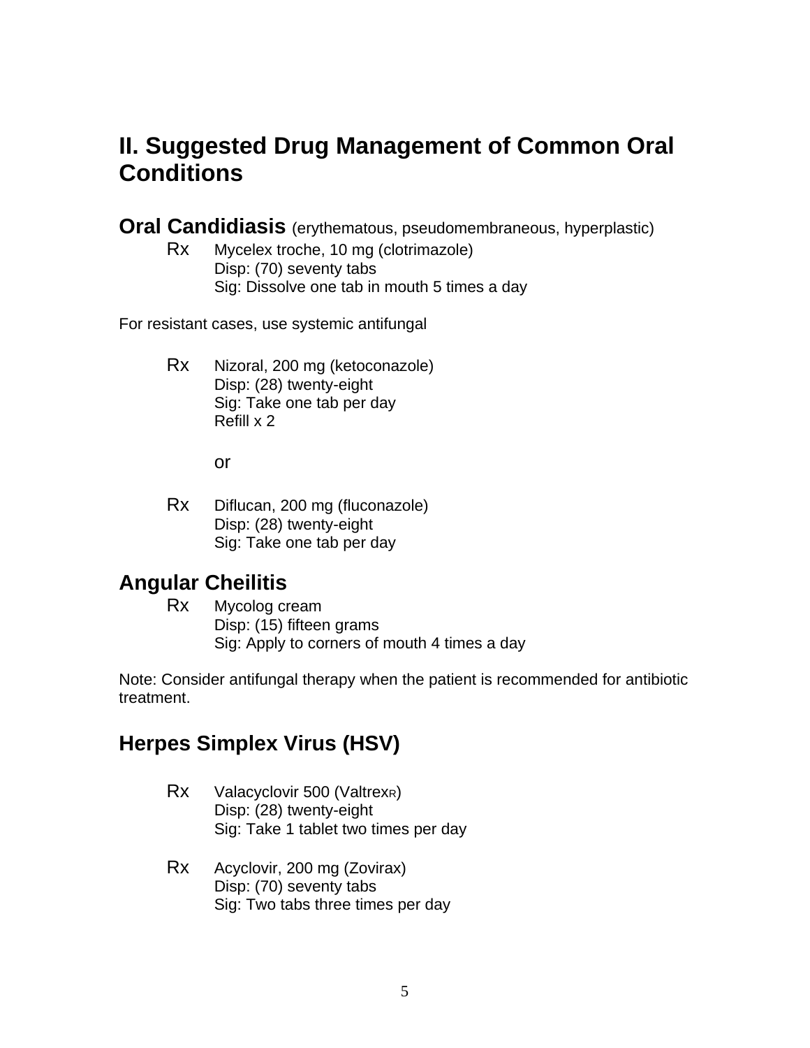# II. Suggested Drug Management of Common Oral Conditions

## Oral Candidiasis (erythematous, pseudomembraneous, hyperplastic)

Rx Mycelex troche, 10 mg (clotrimazole)
Disp: (70) seventy tabs
Sig: Dissolve one tab in mouth 5 times a day

For resistant cases, use systemic antifungal

Rx Nizoral, 200 mg (ketoconazole)
Disp: (28) twenty-eight
Sig: Take one tab per day
Refill x 2

or

Rx Diflucan, 200 mg (fluconazole)
Disp: (28) twenty-eight
Sig: Take one tab per day

## Angular Cheilitis

Rx Mycolog cream
Disp: (15) fifteen grams
Sig: Apply to corners of mouth 4 times a day

Note: Consider antifungal therapy when the patient is recommended for antibiotic treatment.

## Herpes Simplex Virus (HSV)

Rx Valacyclovir 500 (ValtrexR)
Disp: (28) twenty-eight
Sig: Take 1 tablet two times per day

Rx Acyclovir, 200 mg (Zovirax)
Disp: (70) seventy tabs
Sig: Two tabs three times per day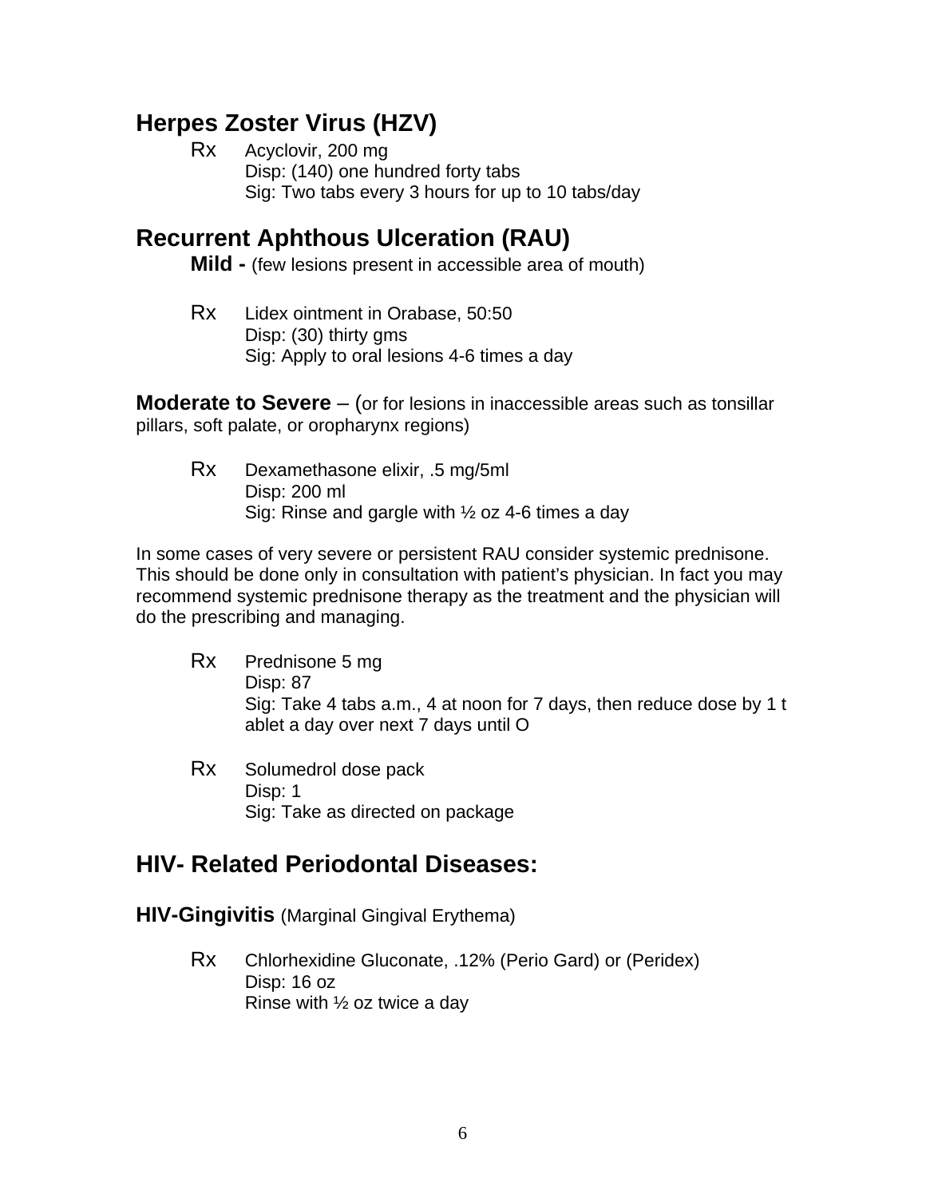## Herpes Zoster Virus (HZV)

Rx Acyclovir, 200 mg
Disp: (140) one hundred forty tabs
Sig: Two tabs every 3 hours for up to 10 tabs/day

## Recurrent Aphthous Ulceration (RAU)

**Mild -** (few lesions present in accessible area of mouth)

Rx Lidex ointment in Orabase, 50:50
Disp: (30) thirty gms
Sig: Apply to oral lesions 4-6 times a day

**Moderate to Severe** – (or for lesions in inaccessible areas such as tonsillar pillars, soft palate, or oropharynx regions)

Rx Dexamethasone elixir, .5 mg/5ml
Disp: 200 ml
Sig: Rinse and gargle with ½ oz 4-6 times a day

In some cases of very severe or persistent RAU consider systemic prednisone. This should be done only in consultation with patient's physician. In fact you may recommend systemic prednisone therapy as the treatment and the physician will do the prescribing and managing.

Rx Prednisone 5 mg
Disp: 87
Sig: Take 4 tabs a.m., 4 at noon for 7 days, then reduce dose by 1 tablet a day over next 7 days until O

Rx Solumedrol dose pack
Disp: 1
Sig: Take as directed on package

## HIV- Related Periodontal Diseases:

**HIV-Gingivitis** (Marginal Gingival Erythema)

Rx Chlorhexidine Gluconate, .12% (Perio Gard) or (Peridex)
Disp: 16 oz
Rinse with ½ oz twice a day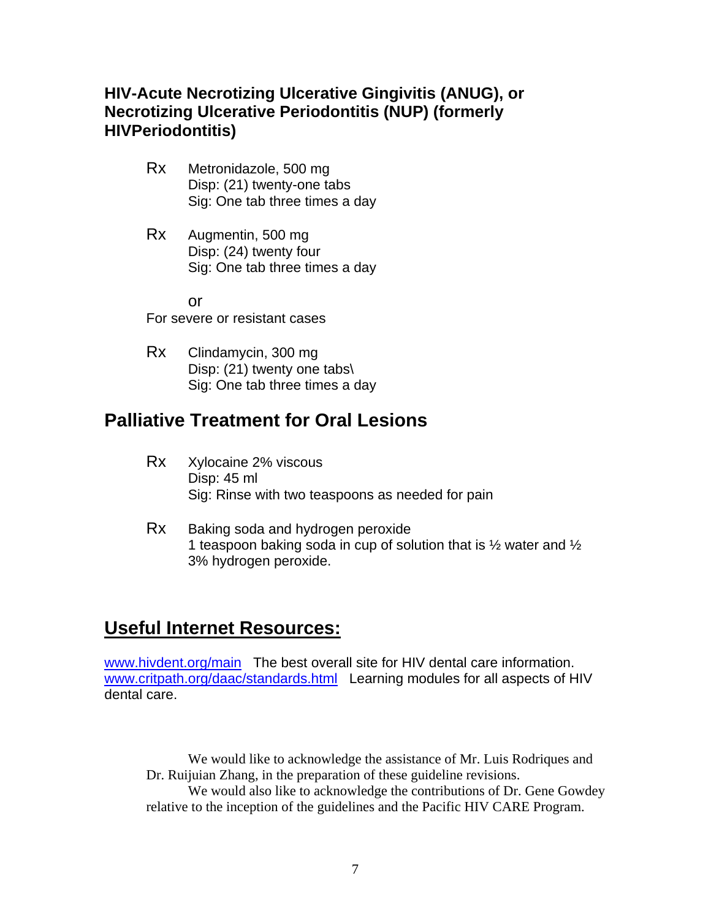### HIV-Acute Necrotizing Ulcerative Gingivitis (ANUG), or Necrotizing Ulcerative Periodontitis (NUP) (formerly HIVPeriodontitis)

Rx Metronidazole, 500 mg
Disp: (21) twenty-one tabs
Sig: One tab three times a day

Rx Augmentin, 500 mg
Disp: (24) twenty four
Sig: One tab three times a day

or

For severe or resistant cases

Rx Clindamycin, 300 mg
Disp: (21) twenty one tabs\
Sig: One tab three times a day

## Palliative Treatment for Oral Lesions

Rx Xylocaine 2% viscous
Disp: 45 ml
Sig: Rinse with two teaspoons as needed for pain

Rx Baking soda and hydrogen peroxide
1 teaspoon baking soda in cup of solution that is ½ water and ½ 3% hydrogen peroxide.

## Useful Internet Resources:

www.hivdent.org/main The best overall site for HIV dental care information.
www.critpath.org/daac/standards.html Learning modules for all aspects of HIV dental care.

We would like to acknowledge the assistance of Mr. Luis Rodriques and Dr. Ruijuian Zhang, in the preparation of these guideline revisions.

We would also like to acknowledge the contributions of Dr. Gene Gowdey relative to the inception of the guidelines and the Pacific HIV CARE Program.